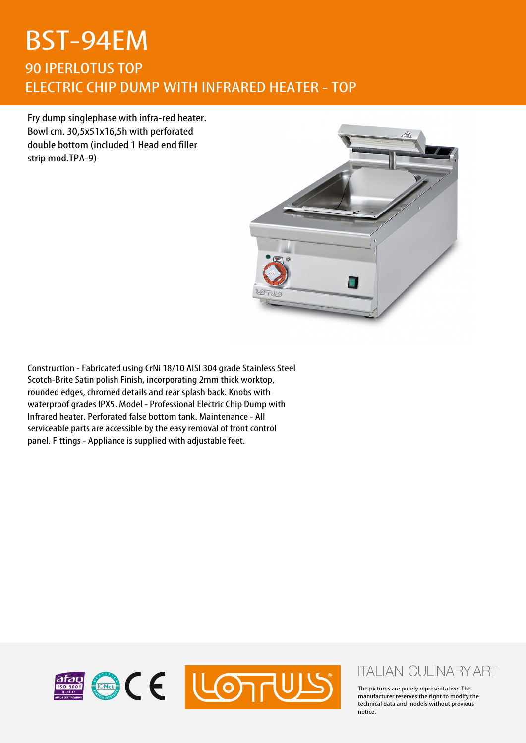# BST-94EM

## 90 IPERLOTUS TOP
## ELECTRIC CHIP DUMP WITH INFRARED HEATER - TOP

Fry dump singlephase with infra-red heater. Bowl cm. 30,5x51x16,5h with perforated double bottom (included 1 Head end filler strip mod.TPA-9)

Construction - Fabricated using CrNi 18/10 AISI 304 grade Stainless Steel Scotch-Brite Satin polish Finish, incorporating 2mm thick worktop, rounded edges, chromed details and rear splash back. Knobs with waterproof grades IPX5. Model - Professional Electric Chip Dump with Infrared heater. Perforated false bottom tank. Maintenance - All serviceable parts are accessible by the easy removal of front control panel. Fittings - Appliance is supplied with adjustable feet.

ITALIAN CULINARY ART

The pictures are purely representative. The manufacturer reserves the right to modify the technical data and models without previous notice.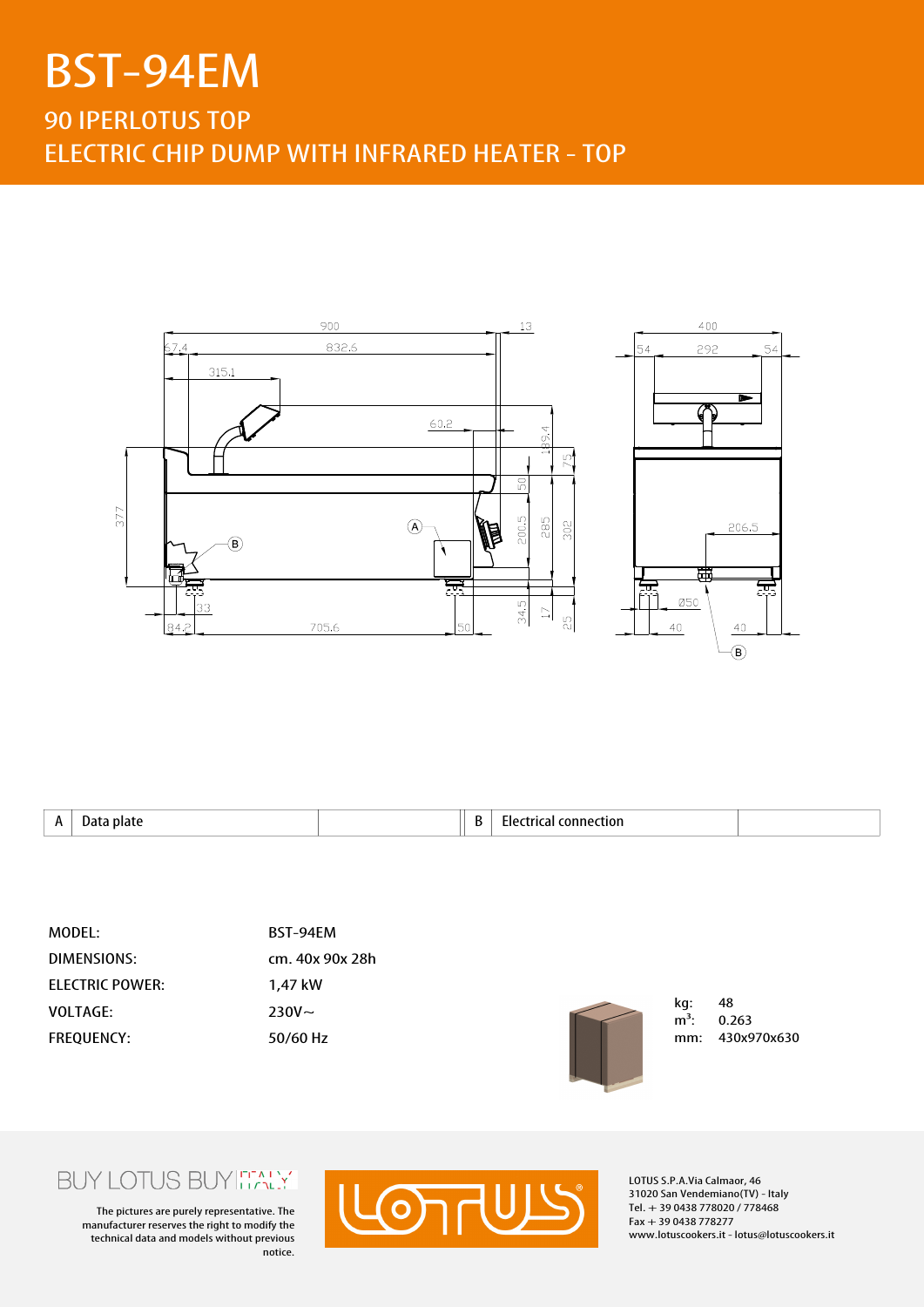# BST-94EM

## 90 IPERLOTUS TOP

## ELECTRIC CHIP DUMP WITH INFRARED HEATER - TOP

900
13
67.4
832.6
315.1
60.2
189.4
75
50
377
200.5
285
302
A
B
33
34.5
17
25
84.2
705.6
50

400
54
292
54
206.5
Ø50
40
40
B

| | | | | | |
|---|---|---|---|---|---|
| A | Data plate | | B | Electrical connection | |

| | |
|---|---|
| MODEL: | BST-94EM |
| DIMENSIONS: | cm. 40x 90x 28h |
| ELECTRIC POWER: | 1,47 kW |
| VOLTAGE: | 230V~ |
| FREQUENCY: | 50/60 Hz |

| | |
|---|---|
| kg: | 48 |
| $m^3$: | 0.263 |
| mm: | 430x970x630 |

BUY LOTUS BUY ITALY

The pictures are purely representative. The manufacturer reserves the right to modify the technical data and models without previous notice.

LOTUS S.P.A.Via Calmaor, 46
31020 San Vendemiano(TV) - Italy
Tel. + 39 0438 778020 / 778468
Fax + 39 0438 778277
www.lotuscookers.it - lotus@lotuscookers.it